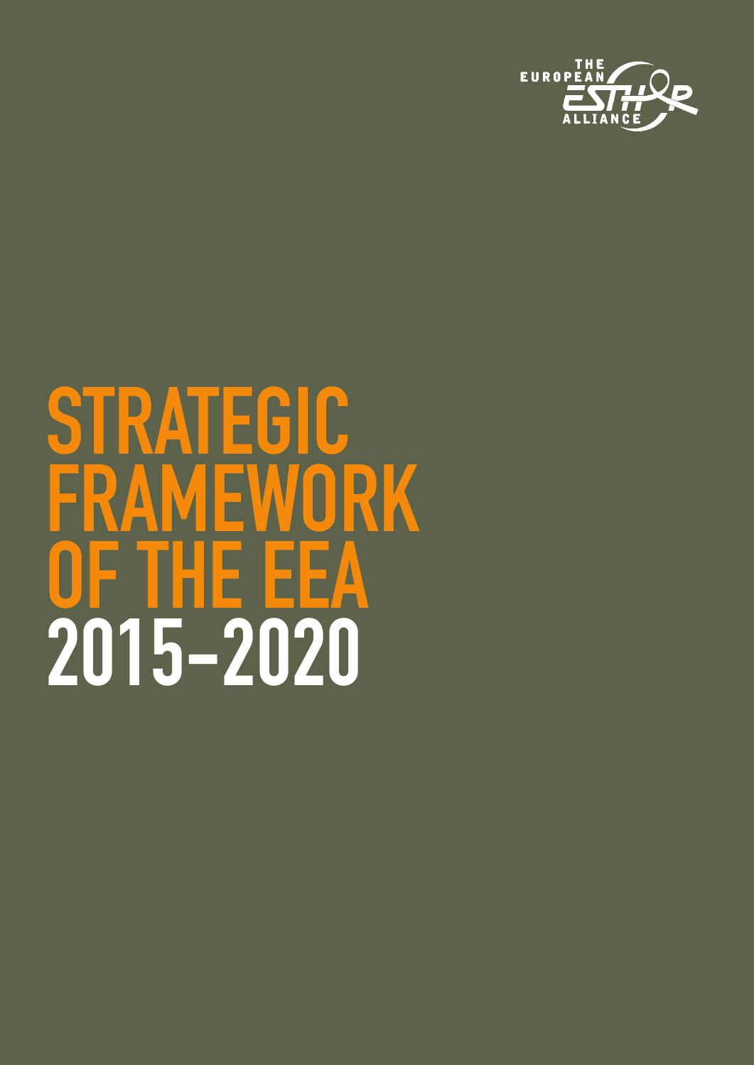THE EUROPEAN ESTHER ALLIANCE

# STRATEGIC FRAMEWORK OF THE EEA 2015–2020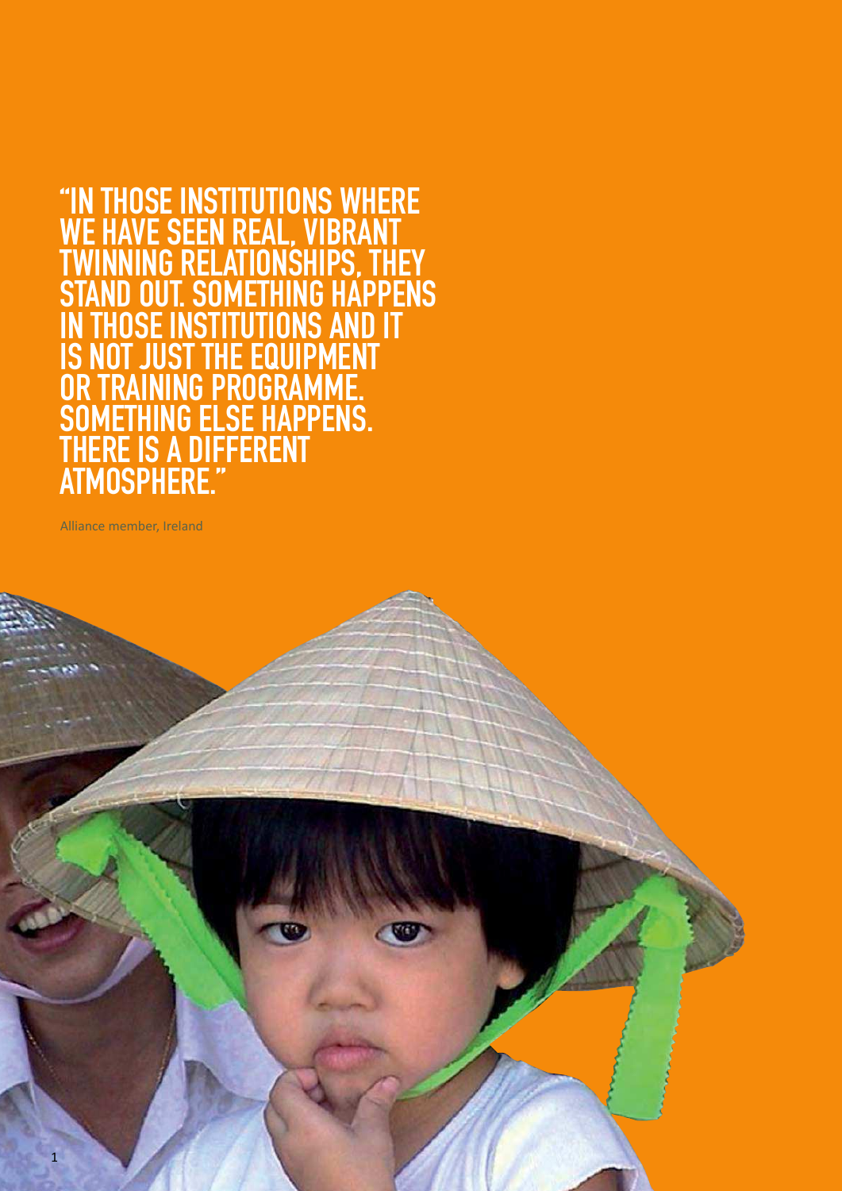# "IN THOSE INSTITUTIONS WHERE WE HAVE SEEN REAL, VIBRANT TWINNING RELATIONSHIPS, THEY STAND OUT. SOMETHING HAPPENS IN THOSE INSTITUTIONS AND IT IS NOT JUST THE EQUIPMENT OR TRAINING PROGRAMME. SOMETHING ELSE HAPPENS. THERE IS A DIFFERENT ATMOSPHERE."

Alliance member, Ireland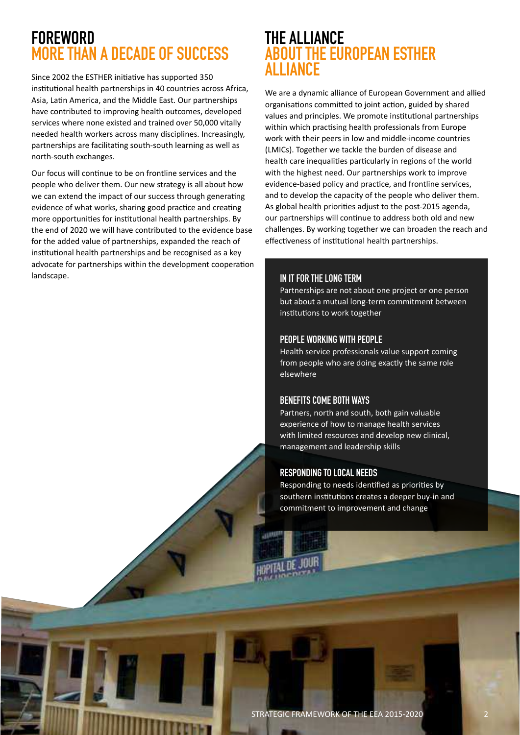# FOREWORD

## MORE THAN A DECADE OF SUCCESS

Since 2002 the ESTHER initiative has supported 350 institutional health partnerships in 40 countries across Africa, Asia, Latin America, and the Middle East. Our partnerships have contributed to improving health outcomes, developed services where none existed and trained over 50,000 vitally needed health workers across many disciplines. Increasingly, partnerships are facilitating south-south learning as well as north-south exchanges.

Our focus will continue to be on frontline services and the people who deliver them. Our new strategy is all about how we can extend the impact of our success through generating evidence of what works, sharing good practice and creating more opportunities for institutional health partnerships. By the end of 2020 we will have contributed to the evidence base for the added value of partnerships, expanded the reach of institutional health partnerships and be recognised as a key advocate for partnerships within the development cooperation landscape.

# THE ALLIANCE

## ABOUT THE EUROPEAN ESTHER ALLIANCE

We are a dynamic alliance of European Government and allied organisations committed to joint action, guided by shared values and principles. We promote institutional partnerships within which practising health professionals from Europe work with their peers in low and middle-income countries (LMICs). Together we tackle the burden of disease and health care inequalities particularly in regions of the world with the highest need. Our partnerships work to improve evidence-based policy and practice, and frontline services, and to develop the capacity of the people who deliver them. As global health priorities adjust to the post-2015 agenda, our partnerships will continue to address both old and new challenges. By working together we can broaden the reach and effectiveness of institutional health partnerships.

### IN IT FOR THE LONG TERM

Partnerships are not about one project or one person but about a mutual long-term commitment between institutions to work together

### PEOPLE WORKING WITH PEOPLE

Health service professionals value support coming from people who are doing exactly the same role elsewhere

### BENEFITS COME BOTH WAYS

Partners, north and south, both gain valuable experience of how to manage health services with limited resources and develop new clinical, management and leadership skills

### RESPONDING TO LOCAL NEEDS

Responding to needs identified as priorities by southern institutions creates a deeper buy-in and commitment to improvement and change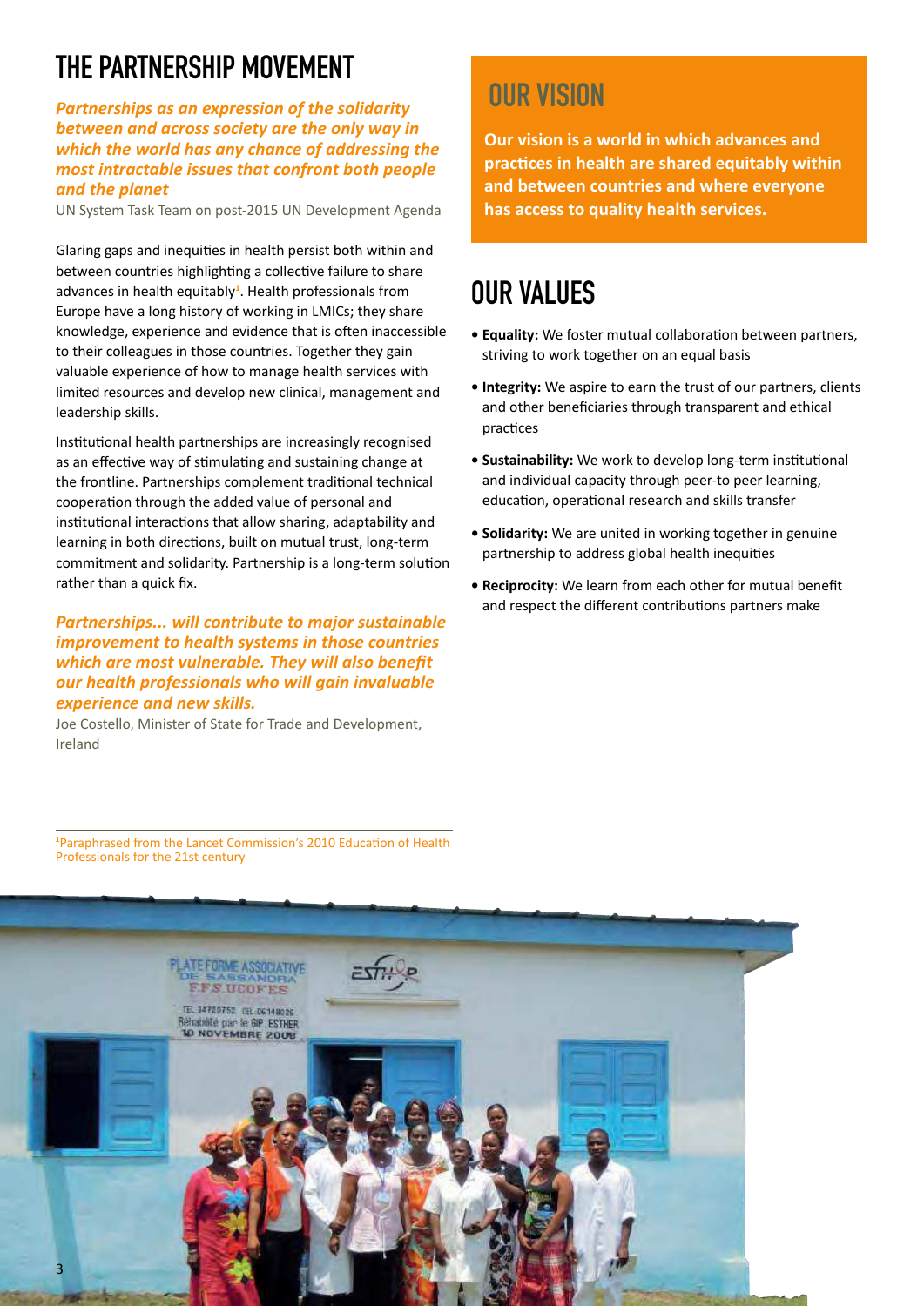# THE PARTNERSHIP MOVEMENT

***Partnerships as an expression of the solidarity between and across society are the only way in which the world has any chance of addressing the most intractable issues that confront both people and the planet***

UN System Task Team on post-2015 UN Development Agenda

Glaring gaps and inequities in health persist both within and between countries highlighting a collective failure to share advances in health equitably[1]. Health professionals from Europe have a long history of working in LMICs; they share knowledge, experience and evidence that is often inaccessible to their colleagues in those countries. Together they gain valuable experience of how to manage health services with limited resources and develop new clinical, management and leadership skills.

Institutional health partnerships are increasingly recognised as an effective way of stimulating and sustaining change at the frontline. Partnerships complement traditional technical cooperation through the added value of personal and institutional interactions that allow sharing, adaptability and learning in both directions, built on mutual trust, long-term commitment and solidarity. Partnership is a long-term solution rather than a quick fix.

***Partnerships... will contribute to major sustainable improvement to health systems in those countries which are most vulnerable. They will also benefit our health professionals who will gain invaluable experience and new skills.***

Joe Costello, Minister of State for Trade and Development, Ireland

[1]Paraphrased from the Lancet Commission's 2010 Education of Health Professionals for the 21st century

## OUR VISION

**Our vision is a world in which advances and practices in health are shared equitably within and between countries and where everyone has access to quality health services.**

## OUR VALUES

- **Equality:** We foster mutual collaboration between partners, striving to work together on an equal basis
- **Integrity:** We aspire to earn the trust of our partners, clients and other beneficiaries through transparent and ethical practices
- **Sustainability:** We work to develop long-term institutional and individual capacity through peer-to peer learning, education, operational research and skills transfer
- **Solidarity:** We are united in working together in genuine partnership to address global health inequities
- **Reciprocity:** We learn from each other for mutual benefit and respect the different contributions partners make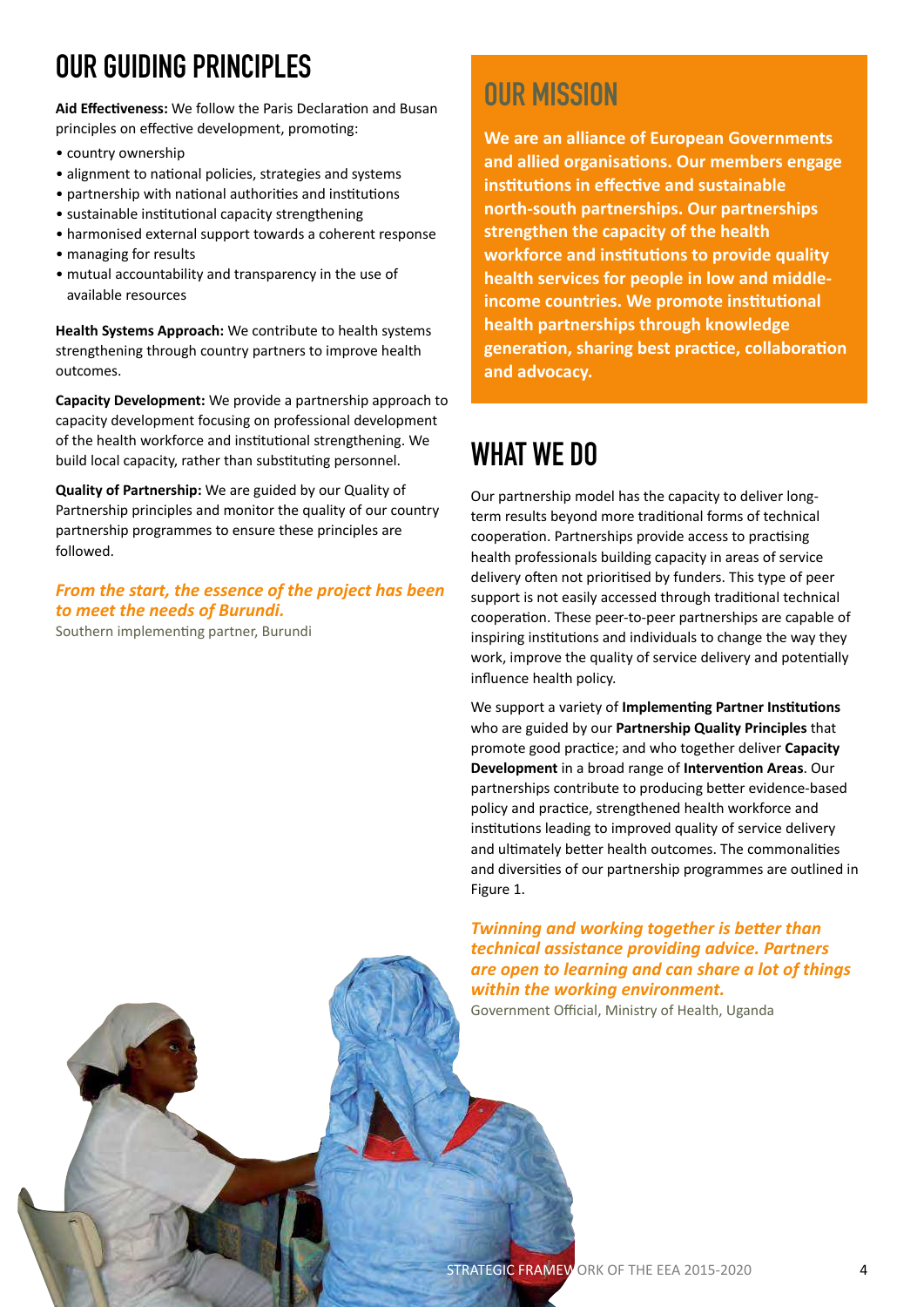# OUR GUIDING PRINCIPLES

**Aid Effectiveness:** We follow the Paris Declaration and Busan principles on effective development, promoting:

- country ownership
- alignment to national policies, strategies and systems
- partnership with national authorities and institutions
- sustainable institutional capacity strengthening
- harmonised external support towards a coherent response
- managing for results
- mutual accountability and transparency in the use of available resources

**Health Systems Approach:** We contribute to health systems strengthening through country partners to improve health outcomes.

**Capacity Development:** We provide a partnership approach to capacity development focusing on professional development of the health workforce and institutional strengthening. We build local capacity, rather than substituting personnel.

**Quality of Partnership:** We are guided by our Quality of Partnership principles and monitor the quality of our country partnership programmes to ensure these principles are followed.

***From the start, the essence of the project has been to meet the needs of Burundi.***

Southern implementing partner, Burundi

# OUR MISSION

**We are an alliance of European Governments and allied organisations. Our members engage institutions in effective and sustainable north-south partnerships. Our partnerships strengthen the capacity of the health workforce and institutions to provide quality health services for people in low and middle-income countries. We promote institutional health partnerships through knowledge generation, sharing best practice, collaboration and advocacy.**

# WHAT WE DO

Our partnership model has the capacity to deliver long-term results beyond more traditional forms of technical cooperation. Partnerships provide access to practising health professionals building capacity in areas of service delivery often not prioritised by funders. This type of peer support is not easily accessed through traditional technical cooperation. These peer-to-peer partnerships are capable of inspiring institutions and individuals to change the way they work, improve the quality of service delivery and potentially influence health policy.

We support a variety of **Implementing Partner Institutions** who are guided by our **Partnership Quality Principles** that promote good practice; and who together deliver **Capacity Development** in a broad range of **Intervention Areas**. Our partnerships contribute to producing better evidence-based policy and practice, strengthened health workforce and institutions leading to improved quality of service delivery and ultimately better health outcomes. The commonalities and diversities of our partnership programmes are outlined in Figure 1.

***Twinning and working together is better than technical assistance providing advice. Partners are open to learning and can share a lot of things within the working environment.***

Government Official, Ministry of Health, Uganda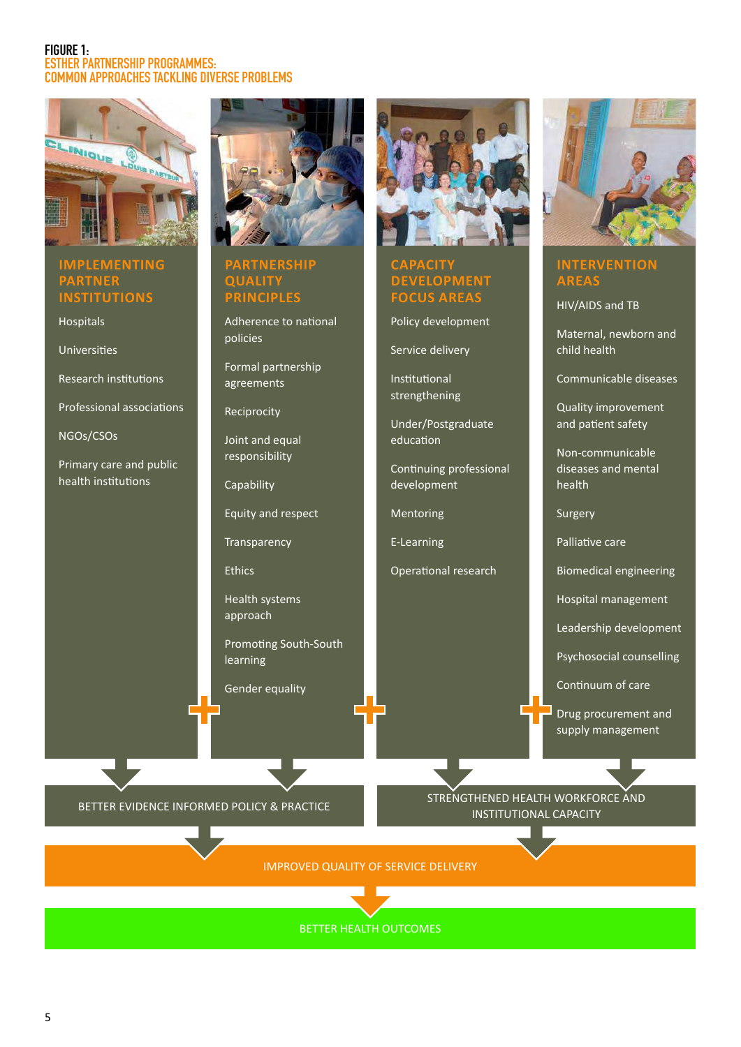**FIGURE 1:**
**ESTHER PARTNERSHIP PROGRAMMES: COMMON APPROACHES TACKLING DIVERSE PROBLEMS**

### IMPLEMENTING PARTNER INSTITUTIONS

- Hospitals
- Universities
- Research institutions
- Professional associations
- NGOs/CSOs
- Primary care and public health institutions

### PARTNERSHIP QUALITY PRINCIPLES

- Adherence to national policies
- Formal partnership agreements
- Reciprocity
- Joint and equal responsibility
- Capability
- Equity and respect
- Transparency
- Ethics
- Health systems approach
- Promoting South-South learning
- Gender equality

### CAPACITY DEVELOPMENT FOCUS AREAS

- Policy development
- Service delivery
- Institutional strengthening
- Under/Postgraduate education
- Continuing professional development
- Mentoring
- E-Learning
- Operational research

### INTERVENTION AREAS

- HIV/AIDS and TB
- Maternal, newborn and child health
- Communicable diseases
- Quality improvement and patient safety
- Non-communicable diseases and mental health
- Surgery
- Palliative care
- Biomedical engineering
- Hospital management
- Leadership development
- Psychosocial counselling
- Continuum of care
- Drug procurement and supply management

BETTER EVIDENCE INFORMED POLICY & PRACTICE

STRENGTHENED HEALTH WORKFORCE AND INSTITUTIONAL CAPACITY

IMPROVED QUALITY OF SERVICE DELIVERY

BETTER HEALTH OUTCOMES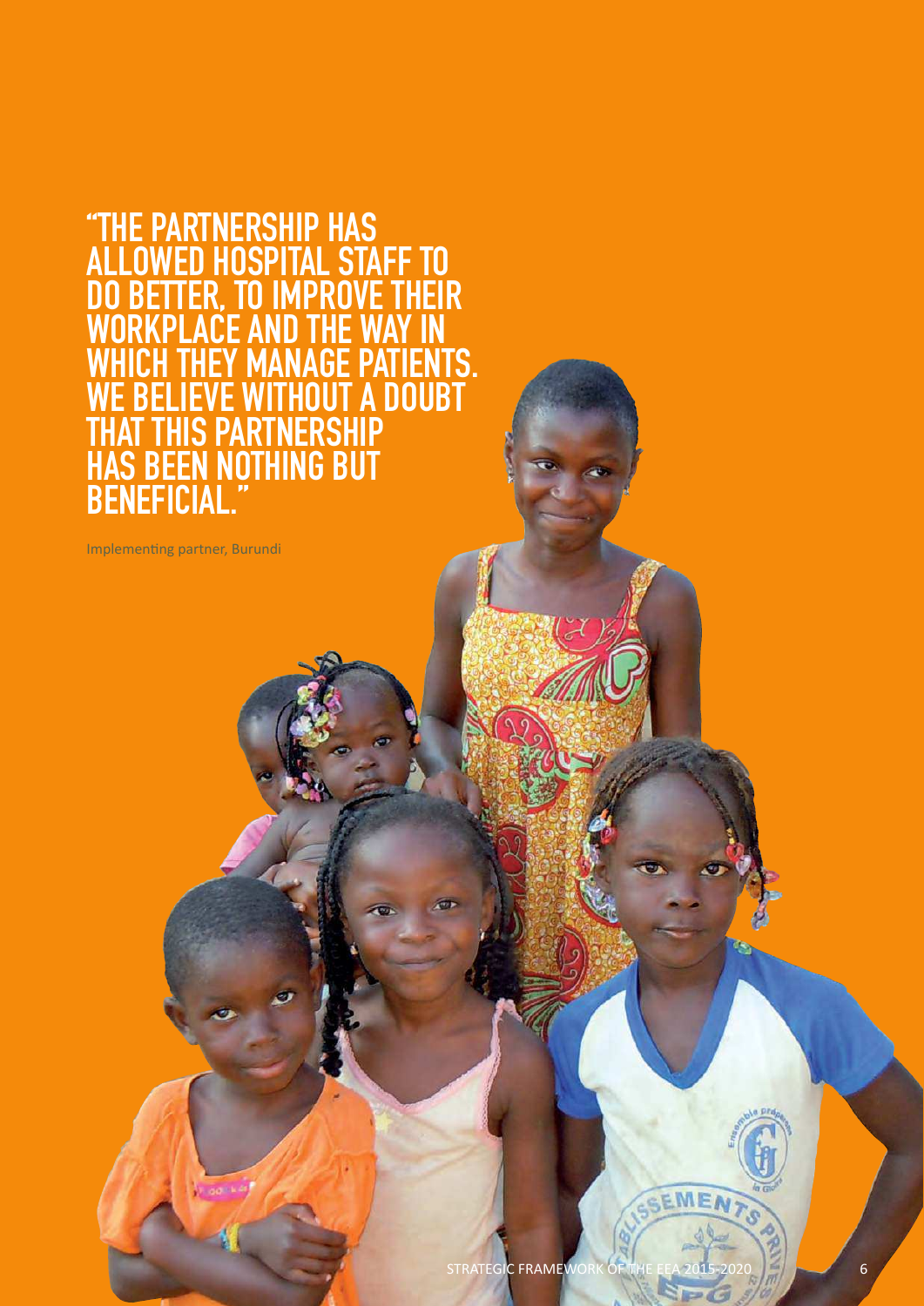**"THE PARTNERSHIP HAS ALLOWED HOSPITAL STAFF TO DO BETTER, TO IMPROVE THEIR WORKPLACE AND THE WAY IN WHICH THEY MANAGE PATIENTS. WE BELIEVE WITHOUT A DOUBT THAT THIS PARTNERSHIP HAS BEEN NOTHING BUT BENEFICIAL."**

Implementing partner, Burundi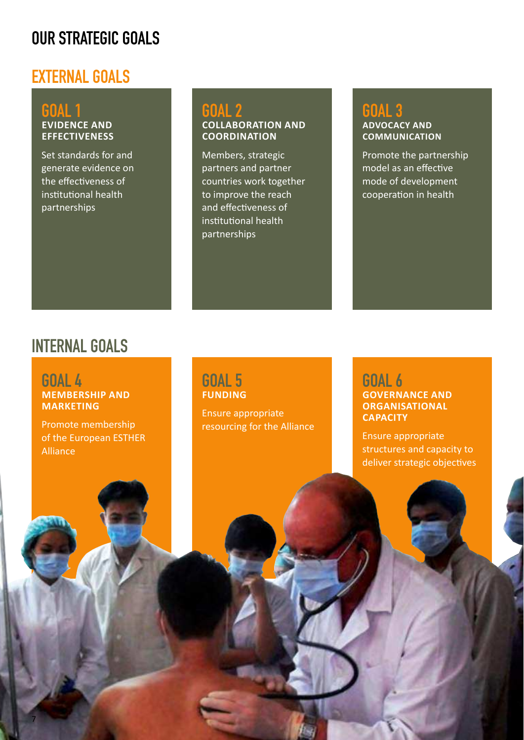# OUR STRATEGIC GOALS

## EXTERNAL GOALS

### GOAL 1
**EVIDENCE AND EFFECTIVENESS**

Set standards for and generate evidence on the effectiveness of institutional health partnerships

### GOAL 2
**COLLABORATION AND COORDINATION**

Members, strategic partners and partner countries work together to improve the reach and effectiveness of institutional health partnerships

### GOAL 3
**ADVOCACY AND COMMUNICATION**

Promote the partnership model as an effective mode of development cooperation in health

## INTERNAL GOALS

### GOAL 4
**MEMBERSHIP AND MARKETING**

Promote membership of the European ESTHER Alliance

### GOAL 5
**FUNDING**

Ensure appropriate resourcing for the Alliance

### GOAL 6
**GOVERNANCE AND ORGANISATIONAL CAPACITY**

Ensure appropriate structures and capacity to deliver strategic objectives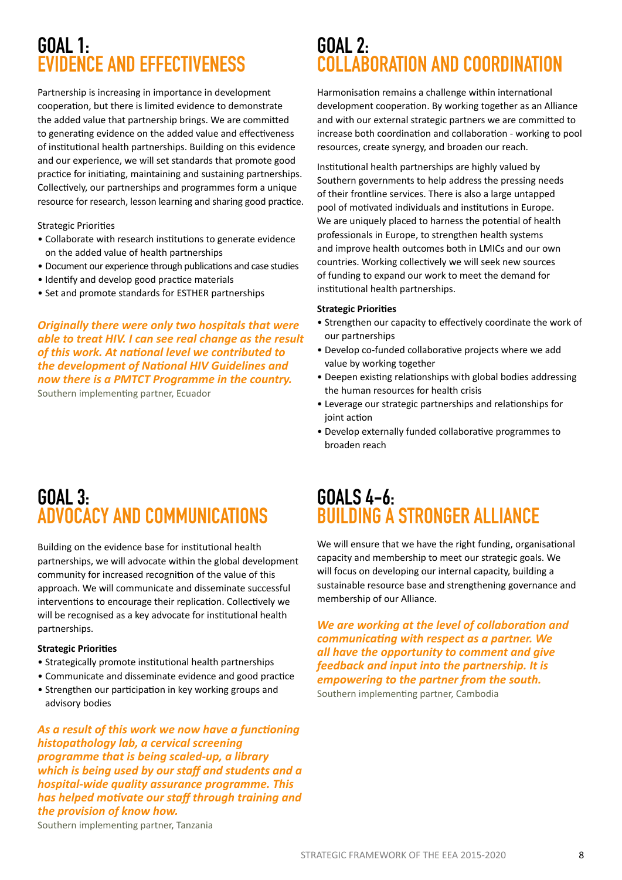# GOAL 1: EVIDENCE AND EFFECTIVENESS

Partnership is increasing in importance in development cooperation, but there is limited evidence to demonstrate the added value that partnership brings. We are committed to generating evidence on the added value and effectiveness of institutional health partnerships. Building on this evidence and our experience, we will set standards that promote good practice for initiating, maintaining and sustaining partnerships. Collectively, our partnerships and programmes form a unique resource for research, lesson learning and sharing good practice.

Strategic Priorities

- Collaborate with research institutions to generate evidence on the added value of health partnerships
- Document our experience through publications and case studies
- Identify and develop good practice materials
- Set and promote standards for ESTHER partnerships

***Originally there were only two hospitals that were able to treat HIV. I can see real change as the result of this work. At national level we contributed to the development of National HIV Guidelines and now there is a PMTCT Programme in the country.***
Southern implementing partner, Ecuador

# GOAL 2: COLLABORATION AND COORDINATION

Harmonisation remains a challenge within international development cooperation. By working together as an Alliance and with our external strategic partners we are committed to increase both coordination and collaboration - working to pool resources, create synergy, and broaden our reach.

Institutional health partnerships are highly valued by Southern governments to help address the pressing needs of their frontline services. There is also a large untapped pool of motivated individuals and institutions in Europe. We are uniquely placed to harness the potential of health professionals in Europe, to strengthen health systems and improve health outcomes both in LMICs and our own countries. Working collectively we will seek new sources of funding to expand our work to meet the demand for institutional health partnerships.

**Strategic Priorities**

- Strengthen our capacity to effectively coordinate the work of our partnerships
- Develop co-funded collaborative projects where we add value by working together
- Deepen existing relationships with global bodies addressing the human resources for health crisis
- Leverage our strategic partnerships and relationships for joint action
- Develop externally funded collaborative programmes to broaden reach

# GOAL 3: ADVOCACY AND COMMUNICATIONS

Building on the evidence base for institutional health partnerships, we will advocate within the global development community for increased recognition of the value of this approach. We will communicate and disseminate successful interventions to encourage their replication. Collectively we will be recognised as a key advocate for institutional health partnerships.

**Strategic Priorities**

- Strategically promote institutional health partnerships
- Communicate and disseminate evidence and good practice
- Strengthen our participation in key working groups and advisory bodies

***As a result of this work we now have a functioning histopathology lab, a cervical screening programme that is being scaled-up, a library which is being used by our staff and students and a hospital-wide quality assurance programme. This has helped motivate our staff through training and the provision of know how.***
Southern implementing partner, Tanzania

# GOALS 4-6: BUILDING A STRONGER ALLIANCE

We will ensure that we have the right funding, organisational capacity and membership to meet our strategic goals. We will focus on developing our internal capacity, building a sustainable resource base and strengthening governance and membership of our Alliance.

***We are working at the level of collaboration and communicating with respect as a partner. We all have the opportunity to comment and give feedback and input into the partnership. It is empowering to the partner from the south.***
Southern implementing partner, Cambodia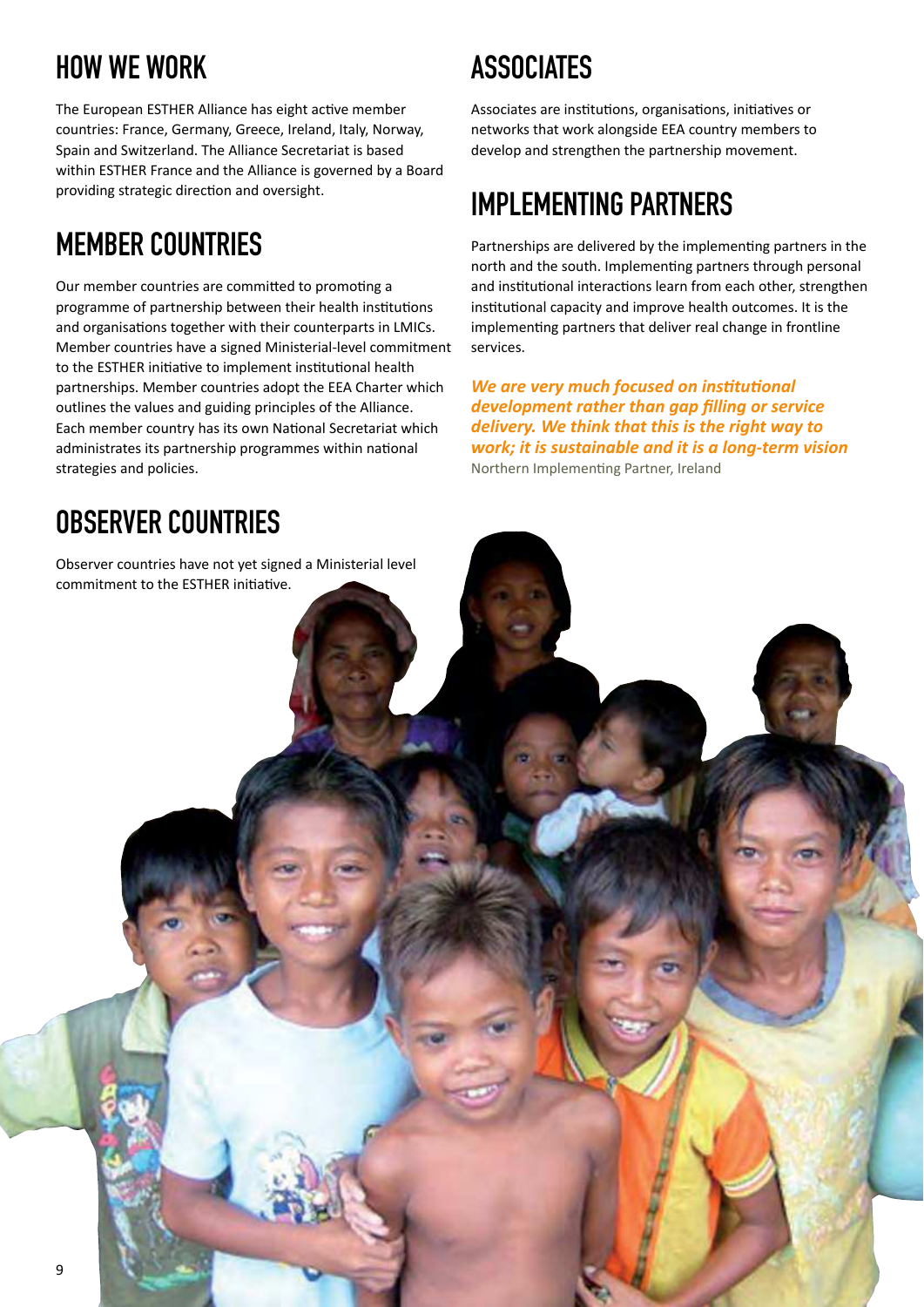## HOW WE WORK

The European ESTHER Alliance has eight active member countries: France, Germany, Greece, Ireland, Italy, Norway, Spain and Switzerland. The Alliance Secretariat is based within ESTHER France and the Alliance is governed by a Board providing strategic direction and oversight.

## MEMBER COUNTRIES

Our member countries are committed to promoting a programme of partnership between their health institutions and organisations together with their counterparts in LMICs. Member countries have a signed Ministerial-level commitment to the ESTHER initiative to implement institutional health partnerships. Member countries adopt the EEA Charter which outlines the values and guiding principles of the Alliance. Each member country has its own National Secretariat which administrates its partnership programmes within national strategies and policies.

## OBSERVER COUNTRIES

Observer countries have not yet signed a Ministerial level commitment to the ESTHER initiative.

## ASSOCIATES

Associates are institutions, organisations, initiatives or networks that work alongside EEA country members to develop and strengthen the partnership movement.

## IMPLEMENTING PARTNERS

Partnerships are delivered by the implementing partners in the north and the south. Implementing partners through personal and institutional interactions learn from each other, strengthen institutional capacity and improve health outcomes. It is the implementing partners that deliver real change in frontline services.

***We are very much focused on institutional development rather than gap filling or service delivery. We think that this is the right way to work; it is sustainable and it is a long-term vision***

Northern Implementing Partner, Ireland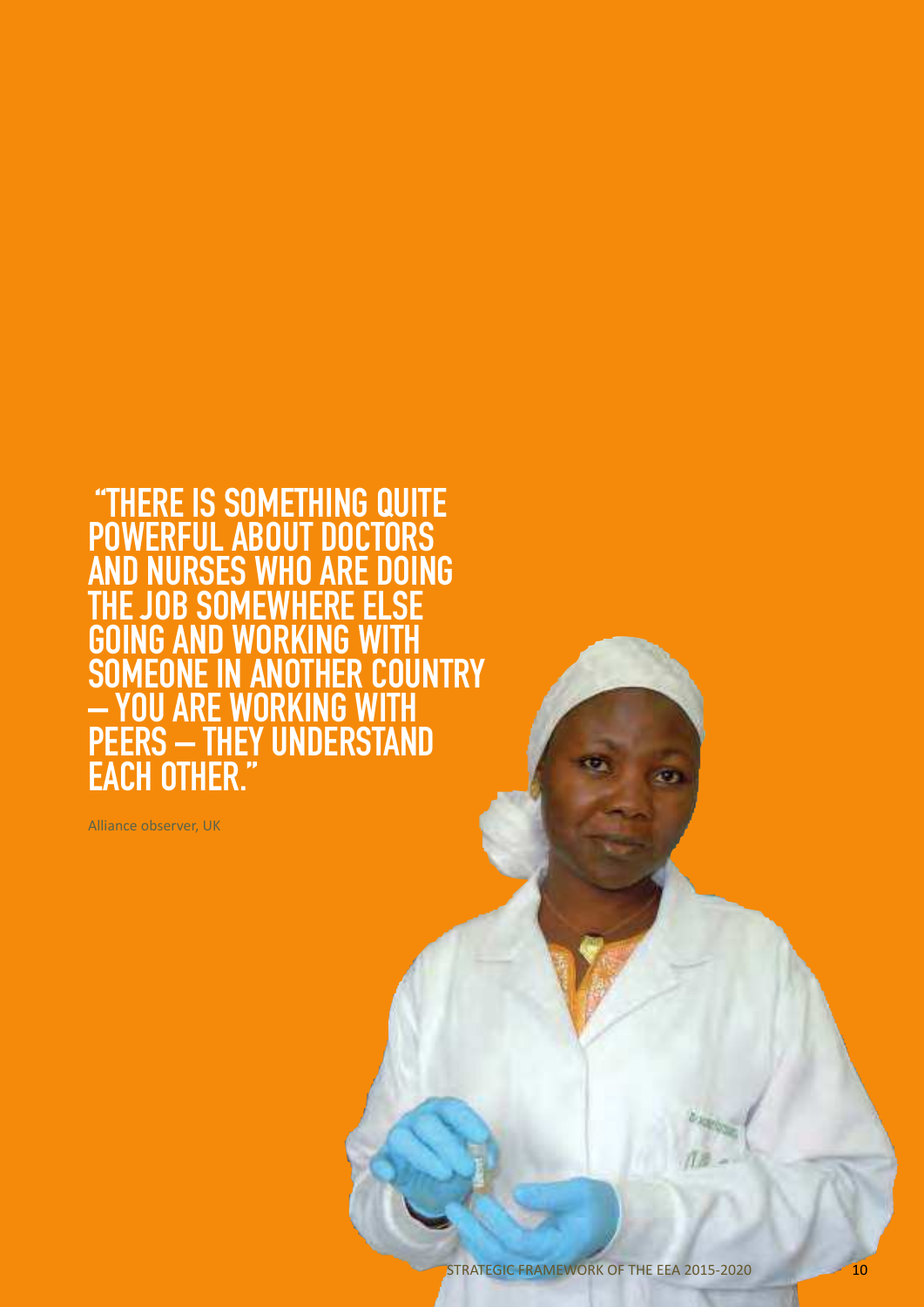**"THERE IS SOMETHING QUITE POWERFUL ABOUT DOCTORS AND NURSES WHO ARE DOING THE JOB SOMEWHERE ELSE GOING AND WORKING WITH SOMEONE IN ANOTHER COUNTRY – YOU ARE WORKING WITH PEERS – THEY UNDERSTAND EACH OTHER."**

Alliance observer, UK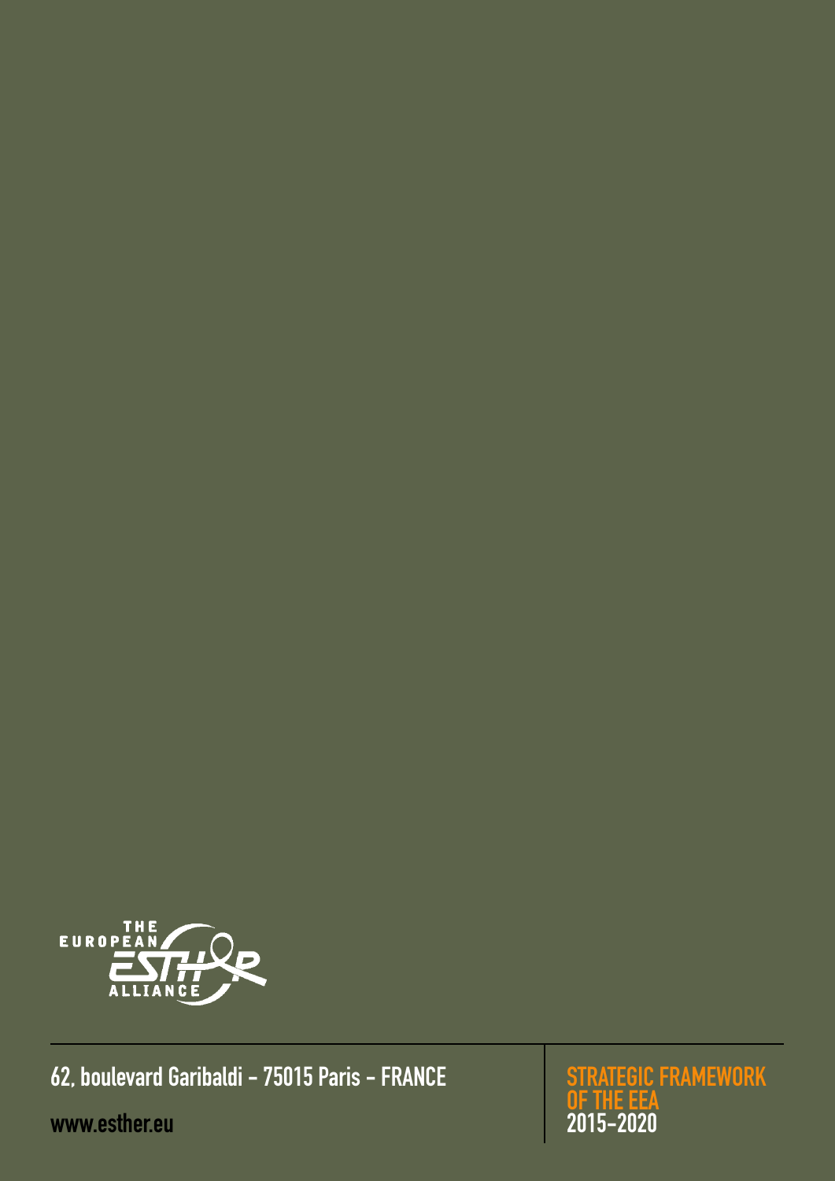THE EUROPEAN ESTHER ALLIANCE

62, boulevard Garibaldi - 75015 Paris - FRANCE

www.esther.eu

STRATEGIC FRAMEWORK OF THE EEA 2015-2020